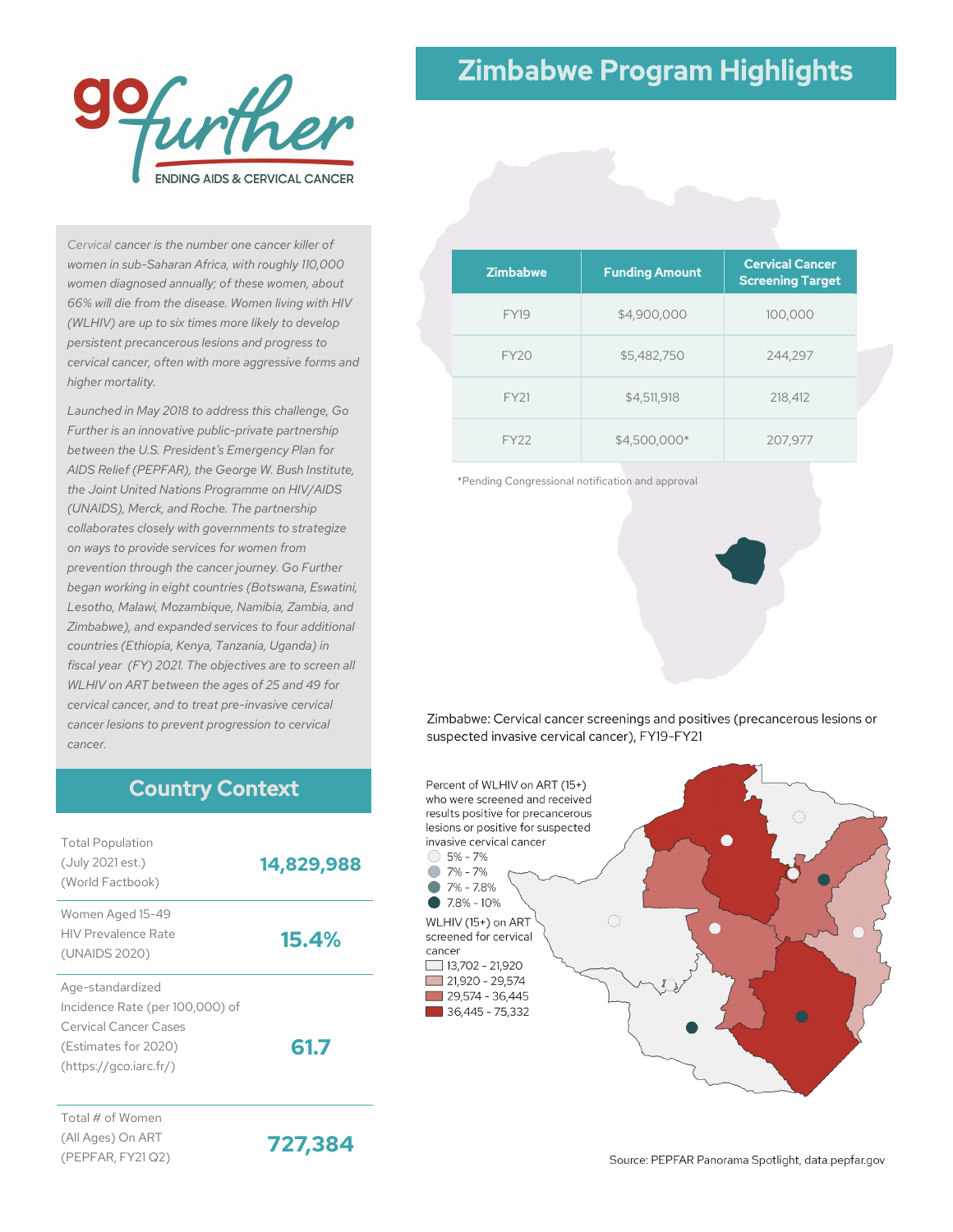# go further

ENDING AIDS & CERVICAL CANCER

## Zimbabwe Program Highlights

*Cervical cancer is the number one cancer killer of women in sub-Saharan Africa, with roughly 110,000 women diagnosed annually; of these women, about 66% will die from the disease. Women living with HIV (WLHIV) are up to six times more likely to develop persistent precancerous lesions and progress to cervical cancer, often with more aggressive forms and higher mortality.*

*Launched in May 2018 to address this challenge, Go Further is an innovative public-private partnership between the U.S. President's Emergency Plan for AIDS Relief (PEPFAR), the George W. Bush Institute, the Joint United Nations Programme on HIV/AIDS (UNAIDS), Merck, and Roche. The partnership collaborates closely with governments to strategize on ways to provide services for women from prevention through the cancer journey. Go Further began working in eight countries (Botswana, Eswatini, Lesotho, Malawi, Mozambique, Namibia, Zambia, and Zimbabwe), and expanded services to four additional countries (Ethiopia, Kenya, Tanzania, Uganda) in fiscal year (FY) 2021. The objectives are to screen all WLHIV on ART between the ages of 25 and 49 for cervical cancer, and to treat pre-invasive cervical cancer lesions to prevent progression to cervical cancer.*

| Zimbabwe | Funding Amount | Cervical Cancer Screening Target |
|---|---|---|
| FY19 | $4,900,000 | 100,000 |
| FY20 | $5,482,750 | 244,297 |
| FY21 | $4,511,918 | 218,412 |
| FY22 | $4,500,000* | 207,977 |

*Pending Congressional notification and approval

## Country Context

| | |
|---|---|
| Total Population (July 2021 est.) (World Factbook) | **14,829,988** |
| Women Aged 15-49 HIV Prevalence Rate (UNAIDS 2020) | **15.4%** |
| Age-standardized Incidence Rate (per 100,000) of Cervical Cancer Cases (Estimates for 2020) (https://gco.iarc.fr/) | **61.7** |
| Total # of Women (All Ages) On ART (PEPFAR, FY21 Q2) | **727,384** |

Zimbabwe: Cervical cancer screenings and positives (precancerous lesions or suspected invasive cervical cancer), FY19-FY21

Percent of WLHIV on ART (15+) who were screened and received results positive for precancerous lesions or positive for suspected invasive cervical cancer
- 5% - 7%
- 7% - 7%
- 7% - 7.8%
- 7.8% - 10%

WLHIV (15+) on ART screened for cervical cancer
- 13,702 - 21,920
- 21,920 - 29,574
- 29,574 - 36,445
- 36,445 - 75,332

Source: PEPFAR Panorama Spotlight, data.pepfar.gov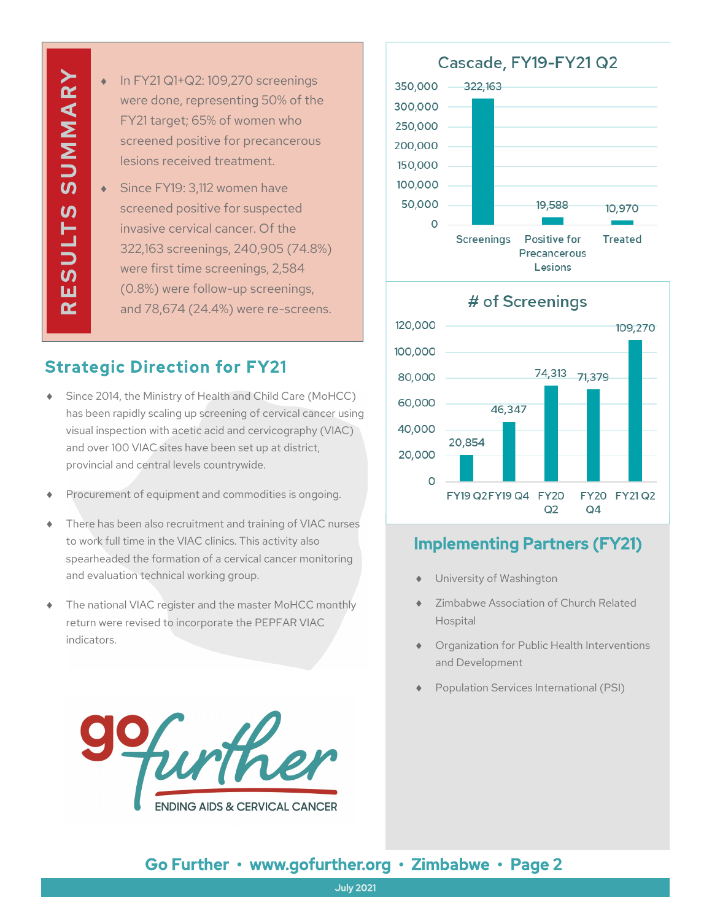## RESULTS SUMMARY

- In FY21 Q1+Q2: 109,270 screenings were done, representing 50% of the FY21 target; 65% of women who screened positive for precancerous lesions received treatment.
- Since FY19: 3,112 women have screened positive for suspected invasive cervical cancer. Of the 322,163 screenings, 240,905 (74.8%) were first time screenings, 2,584 (0.8%) were follow-up screenings, and 78,674 (24.4%) were re-screens.

## Strategic Direction for FY21

- Since 2014, the Ministry of Health and Child Care (MoHCC) has been rapidly scaling up screening of cervical cancer using visual inspection with acetic acid and cervicography (VIAC) and over 100 VIAC sites have been set up at district, provincial and central levels countrywide.
- Procurement of equipment and commodities is ongoing.
- There has been also recruitment and training of VIAC nurses to work full time in the VIAC clinics. This activity also spearheaded the formation of a cervical cancer monitoring and evaluation technical working group.
- The national VIAC register and the master MoHCC monthly return were revised to incorporate the PEPFAR VIAC indicators.

### Cascade, FY19-FY21 Q2

350,000
300,000
250,000
200,000
150,000
100,000
50,000
0

Screenings: 322,163
Positive for Precancerous Lesions: 19,588
Treated: 10,970

### # of Screenings

120,000
100,000
80,000
60,000
40,000
20,000
0

FY19 Q2: 20,854
FY19 Q4: 46,347
FY20 Q2: 74,313
FY20 Q4: 71,379
FY21 Q2: 109,270

## Implementing Partners (FY21)

- University of Washington
- Zimbabwe Association of Church Related Hospital
- Organization for Public Health Interventions and Development
- Population Services International (PSI)

go further
ENDING AIDS & CERVICAL CANCER

Go Further • www.gofurther.org • Zimbabwe • Page 2

July 2021